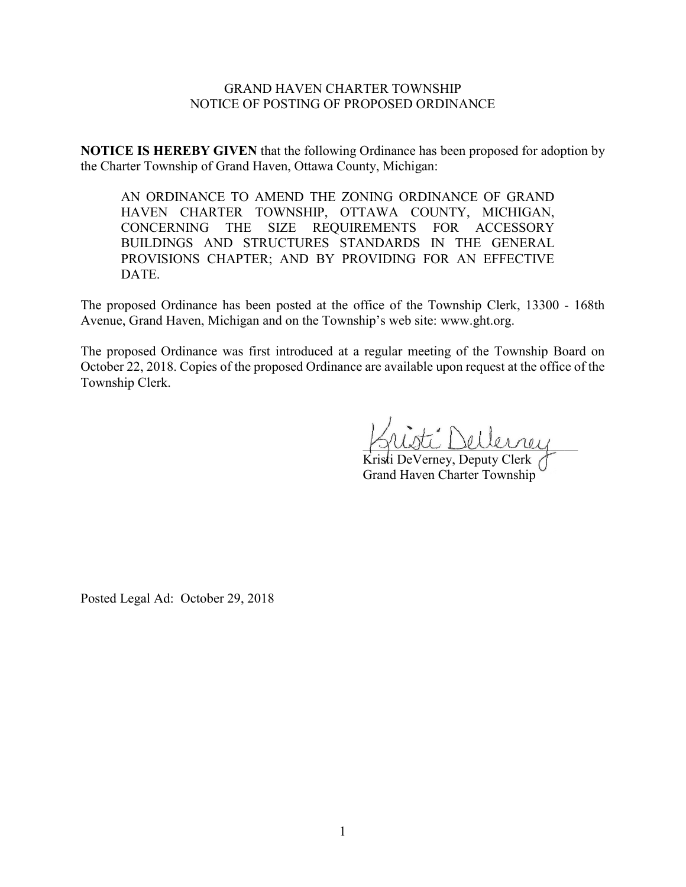GRAND HAVEN CHARTER TOWNSHIP
NOTICE OF POSTING OF PROPOSED ORDINANCE

**NOTICE IS HEREBY GIVEN** that the following Ordinance has been proposed for adoption by the Charter Township of Grand Haven, Ottawa County, Michigan:

> AN ORDINANCE TO AMEND THE ZONING ORDINANCE OF GRAND HAVEN CHARTER TOWNSHIP, OTTAWA COUNTY, MICHIGAN, CONCERNING THE SIZE REQUIREMENTS FOR ACCESSORY BUILDINGS AND STRUCTURES STANDARDS IN THE GENERAL PROVISIONS CHAPTER; AND BY PROVIDING FOR AN EFFECTIVE DATE.

The proposed Ordinance has been posted at the office of the Township Clerk, 13300 - 168th Avenue, Grand Haven, Michigan and on the Township's web site: www.ght.org.

The proposed Ordinance was first introduced at a regular meeting of the Township Board on October 22, 2018. Copies of the proposed Ordinance are available upon request at the office of the Township Clerk.

Kristi DeVerney, Deputy Clerk
Grand Haven Charter Township

Posted Legal Ad: October 29, 2018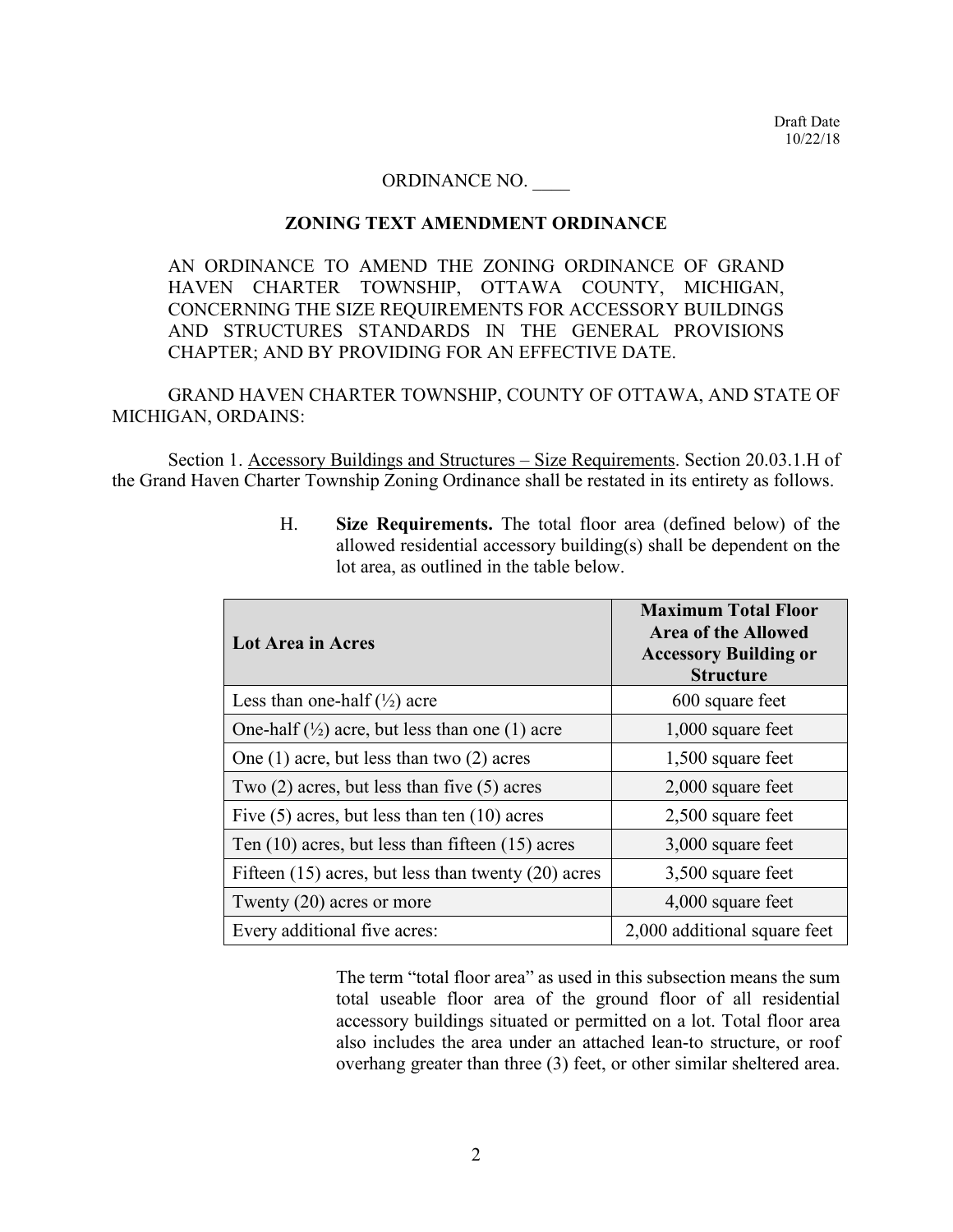Draft Date
10/22/18

ORDINANCE NO. ____

**ZONING TEXT AMENDMENT ORDINANCE**

AN ORDINANCE TO AMEND THE ZONING ORDINANCE OF GRAND HAVEN CHARTER TOWNSHIP, OTTAWA COUNTY, MICHIGAN, CONCERNING THE SIZE REQUIREMENTS FOR ACCESSORY BUILDINGS AND STRUCTURES STANDARDS IN THE GENERAL PROVISIONS CHAPTER; AND BY PROVIDING FOR AN EFFECTIVE DATE.

GRAND HAVEN CHARTER TOWNSHIP, COUNTY OF OTTAWA, AND STATE OF MICHIGAN, ORDAINS:

Section 1. Accessory Buildings and Structures – Size Requirements. Section 20.03.1.H of the Grand Haven Charter Township Zoning Ordinance shall be restated in its entirety as follows.

H. **Size Requirements.** The total floor area (defined below) of the allowed residential accessory building(s) shall be dependent on the lot area, as outlined in the table below.

| Lot Area in Acres | Maximum Total Floor Area of the Allowed Accessory Building or Structure |
|---|---|
| Less than one-half (½) acre | 600 square feet |
| One-half (½) acre, but less than one (1) acre | 1,000 square feet |
| One (1) acre, but less than two (2) acres | 1,500 square feet |
| Two (2) acres, but less than five (5) acres | 2,000 square feet |
| Five (5) acres, but less than ten (10) acres | 2,500 square feet |
| Ten (10) acres, but less than fifteen (15) acres | 3,000 square feet |
| Fifteen (15) acres, but less than twenty (20) acres | 3,500 square feet |
| Twenty (20) acres or more | 4,000 square feet |
| Every additional five acres: | 2,000 additional square feet |

The term "total floor area" as used in this subsection means the sum total useable floor area of the ground floor of all residential accessory buildings situated or permitted on a lot. Total floor area also includes the area under an attached lean-to structure, or roof overhang greater than three (3) feet, or other similar sheltered area.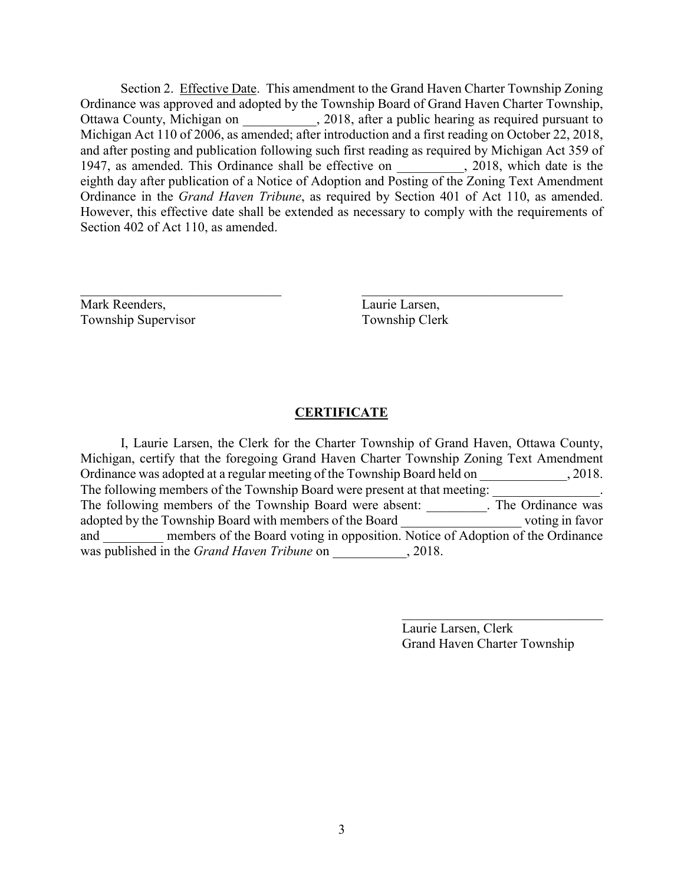Section 2. Effective Date. This amendment to the Grand Haven Charter Township Zoning Ordinance was approved and adopted by the Township Board of Grand Haven Charter Township, Ottawa County, Michigan on ___________, 2018, after a public hearing as required pursuant to Michigan Act 110 of 2006, as amended; after introduction and a first reading on October 22, 2018, and after posting and publication following such first reading as required by Michigan Act 359 of 1947, as amended. This Ordinance shall be effective on __________, 2018, which date is the eighth day after publication of a Notice of Adoption and Posting of the Zoning Text Amendment Ordinance in the *Grand Haven Tribune*, as required by Section 401 of Act 110, as amended. However, this effective date shall be extended as necessary to comply with the requirements of Section 402 of Act 110, as amended.

______________________________ ______________________________

Mark Reenders, Township Supervisor

Laurie Larsen, Township Clerk

## CERTIFICATE

I, Laurie Larsen, the Clerk for the Charter Township of Grand Haven, Ottawa County, Michigan, certify that the foregoing Grand Haven Charter Township Zoning Text Amendment Ordinance was adopted at a regular meeting of the Township Board held on _____________, 2018. The following members of the Township Board were present at that meeting: ________________. The following members of the Township Board were absent: _________. The Ordinance was adopted by the Township Board with members of the Board __________________ voting in favor and _________ members of the Board voting in opposition. Notice of Adoption of the Ordinance was published in the *Grand Haven Tribune* on ___________, 2018.

______________________________

Laurie Larsen, Clerk
Grand Haven Charter Township